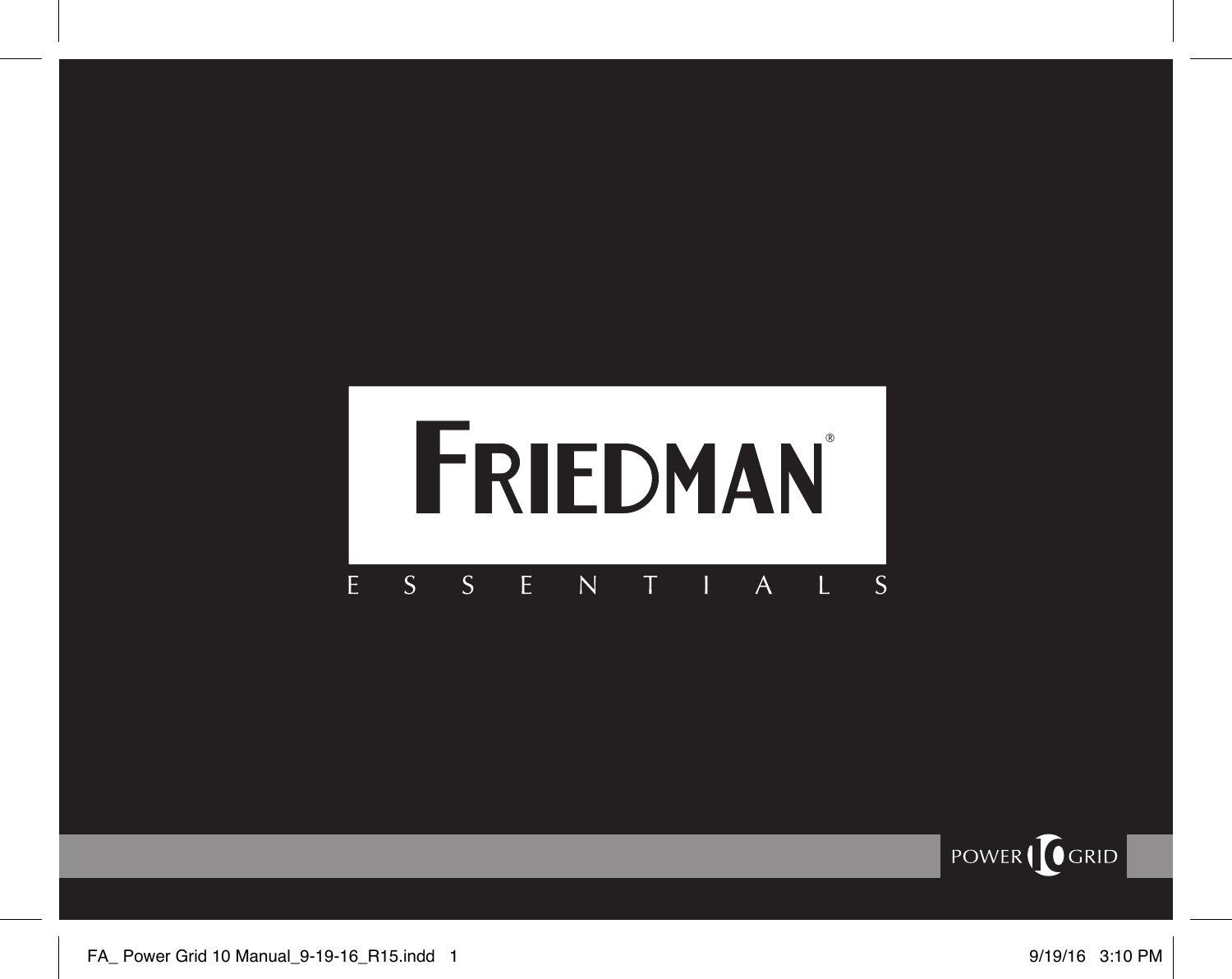# FRIEDMAN®

E S S E N T I A L S

POWER 10 GRID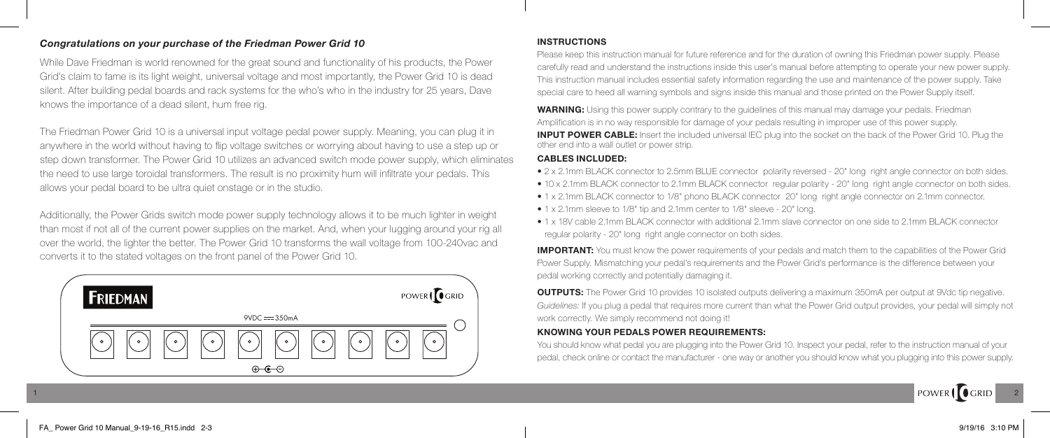### *Congratulations on your purchase of the Friedman Power Grid 10*

While Dave Friedman is world renowned for the great sound and functionality of his products, the Power Grid's claim to fame is its light weight, universal voltage and most importantly, the Power Grid 10 is dead silent. After building pedal boards and rack systems for the who's who in the industry for 25 years, Dave knows the importance of a dead silent, hum free rig.

The Friedman Power Grid 10 is a universal input voltage pedal power supply. Meaning, you can plug it in anywhere in the world without having to flip voltage switches or worrying about having to use a step up or step down transformer. The Power Grid 10 utilizes an advanced switch mode power supply, which eliminates the need to use large toroidal transformers. The result is no proximity hum will infiltrate your pedals. This allows your pedal board to be ultra quiet onstage or in the studio.

Additionally, the Power Grids switch mode power supply technology allows it to be much lighter in weight than most if not all of the current power supplies on the market. And, when your lugging around your rig all over the world, the lighter the better. The Power Grid 10 transforms the wall voltage from 100-240vac and converts it to the stated voltages on the front panel of the Power Grid 10.

FRIEDMAN

POWER 10 GRID

9VDC ⎓ 350mA

### INSTRUCTIONS

Please keep this instruction manual for future reference and for the duration of owning this Friedman power supply. Please carefully read and understand the instructions inside this user's manual before attempting to operate your new power supply. This instruction manual includes essential safety information regarding the use and maintenance of the power supply. Take special care to heed all warning symbols and signs inside this manual and those printed on the Power Supply itself.

**WARNING:** Using this power supply contrary to the guidelines of this manual may damage your pedals. Friedman Amplification is in no way responsible for damage of your pedals resulting in improper use of this power supply.

**INPUT POWER CABLE:** Insert the included universal IEC plug into the socket on the back of the Power Grid 10. Plug the other end into a wall outlet or power strip.

#### CABLES INCLUDED:

- 2 x 2.1mm BLACK connector to 2.5mm BLUE connector polarity reversed - 20" long right angle connector on both sides.
- 10 x 2.1mm BLACK connector to 2.1mm BLACK connector regular polarity - 20" long right angle connector on both sides.
- 1 x 2.1mm BLACK connector to 1/8" phono BLACK connector 20" long right angle connector on 2.1mm connector.
- 1 x 2.1mm sleeve to 1/8" tip and 2.1mm center to 1/8" sleeve - 20" long.
- 1 x 18V cable 2.1mm BLACK connector with additional 2.1mm slave connector on one side to 2.1mm BLACK connector regular polarity - 20" long right angle connector on both sides.

**IMPORTANT:** You must know the power requirements of your pedals and match them to the capabilities of the Power Grid Power Supply. Mismatching your pedal's requirements and the Power Grid's performance is the difference between your pedal working correctly and potentially damaging it.

**OUTPUTS:** The Power Grid 10 provides 10 isolated outputs delivering a maximum 350mA per output at 9Vdc tip negative.
*Guidelines:* If you plug a pedal that requires more current than what the Power Grid output provides, your pedal will simply not work correctly. We simply recommend not doing it!

#### KNOWING YOUR PEDALS POWER REQUIREMENTS:

You should know what pedal you are plugging into the Power Grid 10. Inspect your pedal, refer to the instruction manual of your pedal, check online or contact the manufacturer - one way or another you should know what you plugging into this power supply.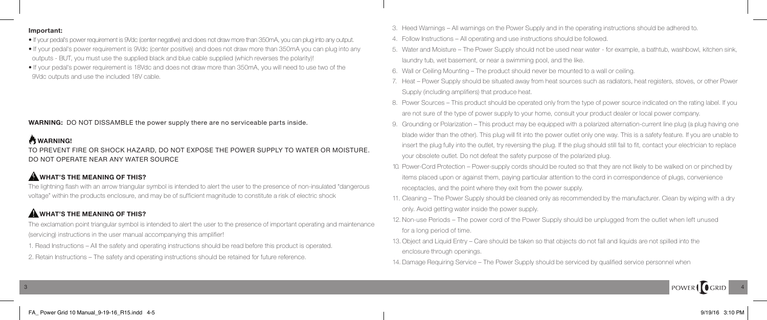**Important:**

- If your pedal's power requirement is 9Vdc (center negative) and does not draw more than 350mA, you can plug into any output.
- If your pedal's power requirement is 9Vdc (center positive) and does not draw more than 350mA you can plug into any outputs - BUT, you must use the supplied black and blue cable supplied (which reverses the polarity)!
- If your pedal's power requirement is 18Vdc and does not draw more than 350mA, you will need to use two of the 9Vdc outputs and use the included 18V cable.

**WARNING:** DO NOT DISSAMBLE the power supply there are no serviceable parts inside.

### WARNING!

TO PREVENT FIRE OR SHOCK HAZARD, DO NOT EXPOSE THE POWER SUPPLY TO WATER OR MOISTURE. DO NOT OPERATE NEAR ANY WATER SOURCE

### WHAT'S THE MEANING OF THIS?

The lightning flash with an arrow triangular symbol is intended to alert the user to the presence of non-insulated "dangerous voltage" within the products enclosure, and may be of sufficient magnitude to constitute a risk of electric shock

### WHAT'S THE MEANING OF THIS?

The exclamation point triangular symbol is intended to alert the user to the presence of important operating and maintenance (servicing) instructions in the user manual accompanying this amplifier!

1. Read Instructions – All the safety and operating instructions should be read before this product is operated.
2. Retain Instructions – The safety and operating instructions should be retained for future reference.
3. Heed Warnings – All warnings on the Power Supply and in the operating instructions should be adhered to.
4. Follow Instructions – All operating and use instructions should be followed.
5. Water and Moisture – The Power Supply should not be used near water - for example, a bathtub, washbowl, kitchen sink, laundry tub, wet basement, or near a swimming pool, and the like.
6. Wall or Ceiling Mounting – The product should never be mounted to a wall or ceiling.
7. Heat – Power Supply should be situated away from heat sources such as radiators, heat registers, stoves, or other Power Supply (including amplifiers) that produce heat.
8. Power Sources – This product should be operated only from the type of power source indicated on the rating label. If you are not sure of the type of power supply to your home, consult your product dealer or local power company.
9. Grounding or Polarization – This product may be equipped with a polarized alternation-current line plug (a plug having one blade wider than the other). This plug will fit into the power outlet only one way. This is a safety feature. If you are unable to insert the plug fully into the outlet, try reversing the plug. If the plug should still fail to fit, contact your electrician to replace your obsolete outlet. Do not defeat the safety purpose of the polarized plug.
10. Power-Cord Protection – Power-supply cords should be routed so that they are not likely to be walked on or pinched by items placed upon or against them, paying particular attention to the cord in correspondence of plugs, convenience receptacles, and the point where they exit from the power supply.
11. Cleaning – The Power Supply should be cleaned only as recommended by the manufacturer. Clean by wiping with a dry only. Avoid getting water inside the power supply.
12. Non-use Periods – The power cord of the Power Supply should be unplugged from the outlet when left unused for a long period of time.
13. Object and Liquid Entry – Care should be taken so that objects do not fall and liquids are not spilled into the enclosure through openings.
14. Damage Requiring Service – The Power Supply should be serviced by qualified service personnel when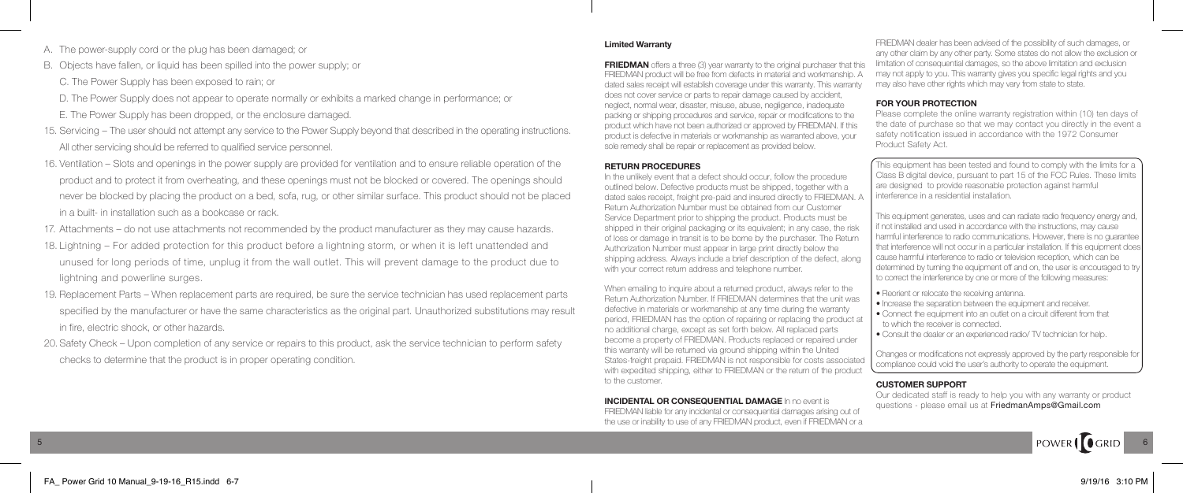A. The power-supply cord or the plug has been damaged; or

B. Objects have fallen, or liquid has been spilled into the power supply; or

C. The Power Supply has been exposed to rain; or

D. The Power Supply does not appear to operate normally or exhibits a marked change in performance; or

E. The Power Supply has been dropped, or the enclosure damaged.

15. Servicing – The user should not attempt any service to the Power Supply beyond that described in the operating instructions. All other servicing should be referred to qualified service personnel.
16. Ventilation – Slots and openings in the power supply are provided for ventilation and to ensure reliable operation of the product and to protect it from overheating, and these openings must not be blocked or covered. The openings should never be blocked by placing the product on a bed, sofa, rug, or other similar surface. This product should not be placed in a built- in installation such as a bookcase or rack.
17. Attachments – do not use attachments not recommended by the product manufacturer as they may cause hazards.
18. Lightning – For added protection for this product before a lightning storm, or when it is left unattended and unused for long periods of time, unplug it from the wall outlet. This will prevent damage to the product due to lightning and powerline surges.
19. Replacement Parts – When replacement parts are required, be sure the service technician has used replacement parts specified by the manufacturer or have the same characteristics as the original part. Unauthorized substitutions may result in fire, electric shock, or other hazards.
20. Safety Check – Upon completion of any service or repairs to this product, ask the service technician to perform safety checks to determine that the product is in proper operating condition.

**Limited Warranty**

**FRIEDMAN** offers a three (3) year warranty to the original purchaser that this FRIEDMAN product will be free from defects in material and workmanship. A dated sales receipt will establish coverage under this warranty. This warranty does not cover service or parts to repair damage caused by accident, neglect, normal wear, disaster, misuse, abuse, negligence, inadequate packing or shipping procedures and service, repair or modifications to the product which have not been authorized or approved by FRIEDMAN. If this product is defective in materials or workmanship as warranted above, your sole remedy shall be repair or replacement as provided below.

**RETURN PROCEDURES**

In the unlikely event that a defect should occur, follow the procedure outlined below. Defective products must be shipped, together with a dated sales receipt, freight pre-paid and insured directly to FRIEDMAN. A Return Authorization Number must be obtained from our Customer Service Department prior to shipping the product. Products must be shipped in their original packaging or its equivalent; in any case, the risk of loss or damage in transit is to be borne by the purchaser. The Return Authorization Number must appear in large print directly below the shipping address. Always include a brief description of the defect, along with your correct return address and telephone number.

When emailing to inquire about a returned product, always refer to the Return Authorization Number. If FRIEDMAN determines that the unit was defective in materials or workmanship at any time during the warranty period, FRIEDMAN has the option of repairing or replacing the product at no additional charge, except as set forth below. All replaced parts become a property of FRIEDMAN. Products replaced or repaired under this warranty will be returned via ground shipping within the United States-freight prepaid. FRIEDMAN is not responsible for costs associated with expedited shipping, either to FRIEDMAN or the return of the product to the customer.

**INCIDENTAL OR CONSEQUENTIAL DAMAGE** In no event is FRIEDMAN liable for any incidental or consequential damages arising out of the use or inability to use of any FRIEDMAN product, even if FRIEDMAN or a FRIEDMAN dealer has been advised of the possibility of such damages, or any other claim by any other party. Some states do not allow the exclusion or limitation of consequential damages, so the above limitation and exclusion may not apply to you. This warranty gives you specific legal rights and you may also have other rights which may vary from state to state.

**FOR YOUR PROTECTION**

Please complete the online warranty registration within (10) ten days of the date of purchase so that we may contact you directly in the event a safety notification issued in accordance with the 1972 Consumer Product Safety Act.

This equipment has been tested and found to comply with the limits for a Class B digital device, pursuant to part 15 of the FCC Rules. These limits are designed to provide reasonable protection against harmful interference in a residential installation.

This equipment generates, uses and can radiate radio frequency energy and, if not installed and used in accordance with the instructions, may cause harmful interference to radio communications. However, there is no guarantee that interference will not occur in a particular installation. If this equipment does cause harmful interference to radio or television reception, which can be determined by turning the equipment off and on, the user is encouraged to try to correct the interference by one or more of the following measures:

- Reorient or relocate the receiving antenna.
- Increase the separation between the equipment and receiver.
- Connect the equipment into an outlet on a circuit different from that to which the receiver is connected.
- Consult the dealer or an experienced radio/ TV technician for help.

Changes or modifications not expressly approved by the party responsible for compliance could void the user's authority to operate the equipment.

**CUSTOMER SUPPORT**

Our dedicated staff is ready to help you with any warranty or product questions - please email us at **FriedmanAmps@Gmail.com**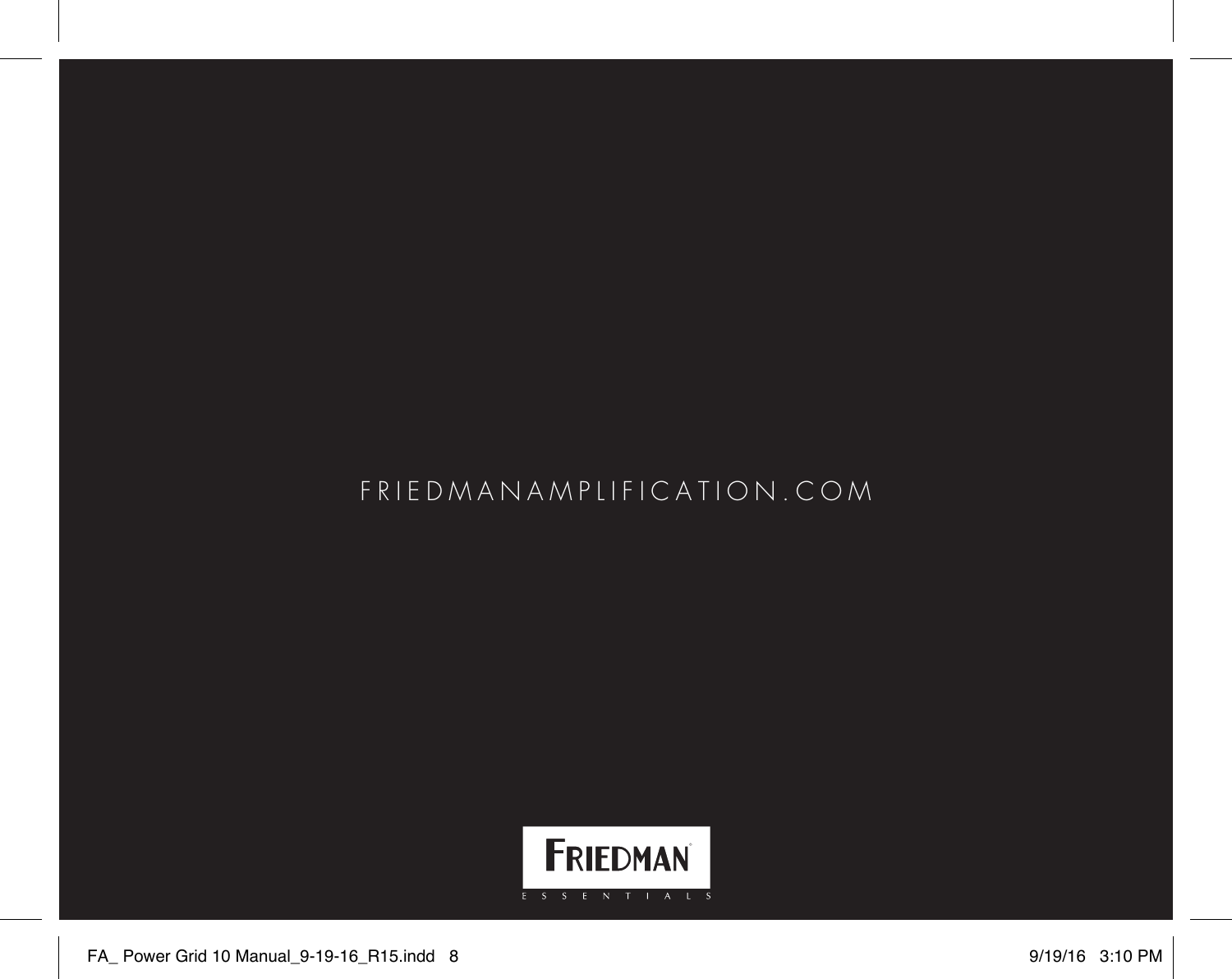FRIEDMANAMPLIFICATION.COM

FRIEDMAN

ESSENTIALS